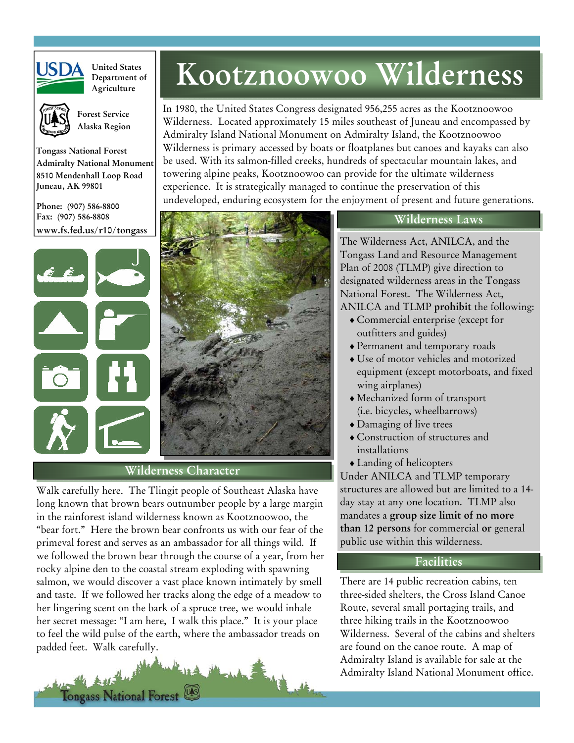United States Department of Agriculture

Forest Service
Alaska Region

**Tongass National Forest**
**Admiralty National Monument**
**8510 Mendenhall Loop Road**
**Juneau, AK 99801**

**Phone: (907) 586-8800**
**Fax: (907) 586-8808**
**www.fs.fed.us/r10/tongass**

# Kootznoowoo Wilderness

In 1980, the United States Congress designated 956,255 acres as the Kootznoowoo Wilderness. Located approximately 15 miles southeast of Juneau and encompassed by Admiralty Island National Monument on Admiralty Island, the Kootznoowoo Wilderness is primary accessed by boats or floatplanes but canoes and kayaks can also be used. With its salmon-filled creeks, hundreds of spectacular mountain lakes, and towering alpine peaks, Kootznoowoo can provide for the ultimate wilderness experience. It is strategically managed to continue the preservation of this undeveloped, enduring ecosystem for the enjoyment of present and future generations.

## Wilderness Character

Walk carefully here. The Tlingit people of Southeast Alaska have long known that brown bears outnumber people by a large margin in the rainforest island wilderness known as Kootznoowoo, the "bear fort." Here the brown bear confronts us with our fear of the primeval forest and serves as an ambassador for all things wild. If we followed the brown bear through the course of a year, from her rocky alpine den to the coastal stream exploding with spawning salmon, we would discover a vast place known intimately by smell and taste. If we followed her tracks along the edge of a meadow to her lingering scent on the bark of a spruce tree, we would inhale her secret message: "I am here, I walk this place." It is your place to feel the wild pulse of the earth, where the ambassador treads on padded feet. Walk carefully.

## Wilderness Laws

The Wilderness Act, ANILCA, and the Tongass Land and Resource Management Plan of 2008 (TLMP) give direction to designated wilderness areas in the Tongass National Forest. The Wilderness Act, ANILCA and TLMP **prohibit** the following:

- Commercial enterprise (except for outfitters and guides)
- Permanent and temporary roads
- Use of motor vehicles and motorized equipment (except motorboats, and fixed wing airplanes)
- Mechanized form of transport (i.e. bicycles, wheelbarrows)
- Damaging of live trees
- Construction of structures and installations
- Landing of helicopters

Under ANILCA and TLMP temporary structures are allowed but are limited to a 14-day stay at any one location. TLMP also mandates a **group size limit of no more than 12 persons** for commercial **or** general public use within this wilderness.

## Facilities

There are 14 public recreation cabins, ten three-sided shelters, the Cross Island Canoe Route, several small portaging trails, and three hiking trails in the Kootznoowoo Wilderness. Several of the cabins and shelters are found on the canoe route. A map of Admiralty Island is available for sale at the Admiralty Island National Monument office.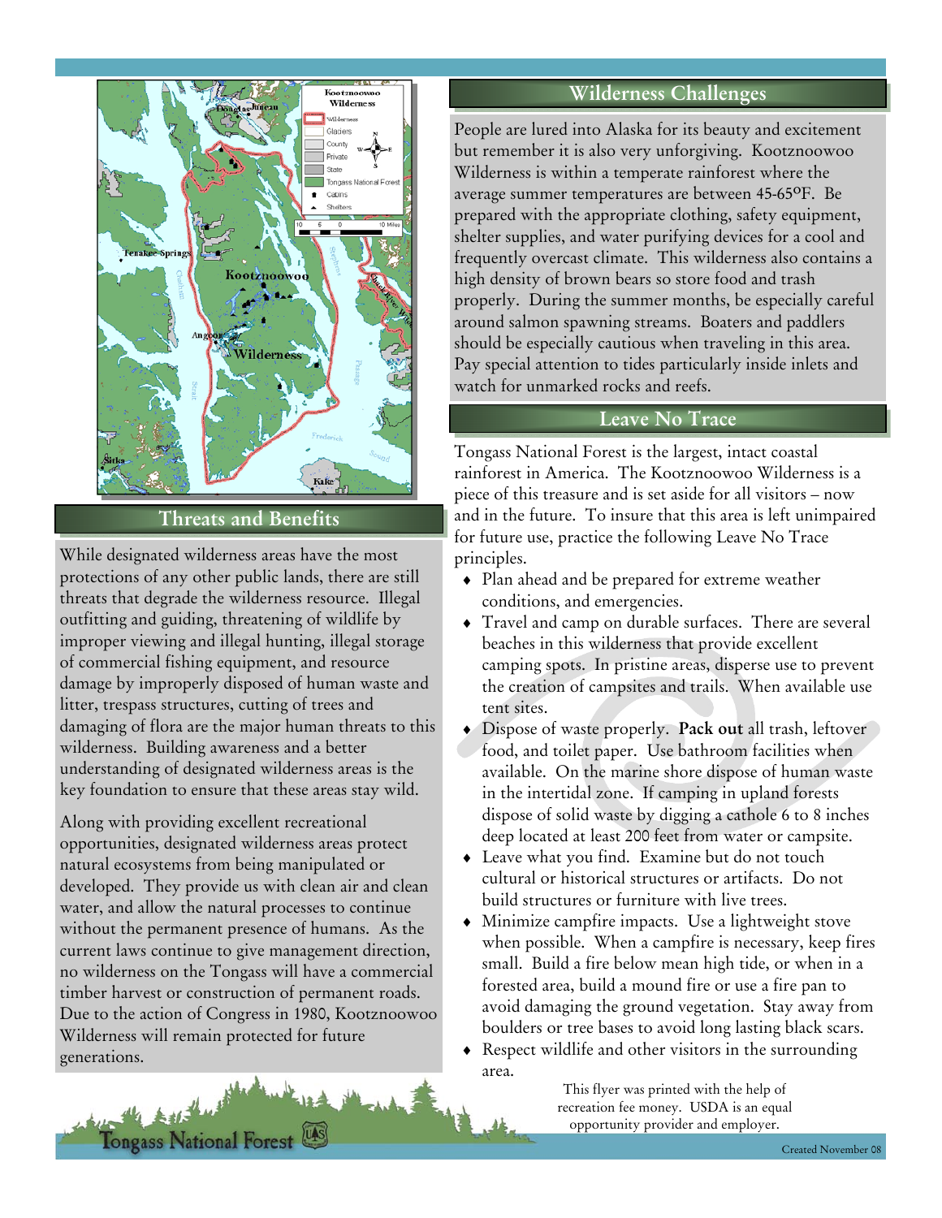## Threats and Benefits

While designated wilderness areas have the most protections of any other public lands, there are still threats that degrade the wilderness resource. Illegal outfitting and guiding, threatening of wildlife by improper viewing and illegal hunting, illegal storage of commercial fishing equipment, and resource damage by improperly disposed of human waste and litter, trespass structures, cutting of trees and damaging of flora are the major human threats to this wilderness. Building awareness and a better understanding of designated wilderness areas is the key foundation to ensure that these areas stay wild.

Along with providing excellent recreational opportunities, designated wilderness areas protect natural ecosystems from being manipulated or developed. They provide us with clean air and clean water, and allow the natural processes to continue without the permanent presence of humans. As the current laws continue to give management direction, no wilderness on the Tongass will have a commercial timber harvest or construction of permanent roads. Due to the action of Congress in 1980, Kootznoowoo Wilderness will remain protected for future generations.

## Wilderness Challenges

People are lured into Alaska for its beauty and excitement but remember it is also very unforgiving. Kootznoowoo Wilderness is within a temperate rainforest where the average summer temperatures are between 45-65ºF. Be prepared with the appropriate clothing, safety equipment, shelter supplies, and water purifying devices for a cool and frequently overcast climate. This wilderness also contains a high density of brown bears so store food and trash properly. During the summer months, be especially careful around salmon spawning streams. Boaters and paddlers should be especially cautious when traveling in this area. Pay special attention to tides particularly inside inlets and watch for unmarked rocks and reefs.

## Leave No Trace

Tongass National Forest is the largest, intact coastal rainforest in America. The Kootznoowoo Wilderness is a piece of this treasure and is set aside for all visitors – now and in the future. To insure that this area is left unimpaired for future use, practice the following Leave No Trace principles.

- Plan ahead and be prepared for extreme weather conditions, and emergencies.
- Travel and camp on durable surfaces. There are several beaches in this wilderness that provide excellent camping spots. In pristine areas, disperse use to prevent the creation of campsites and trails. When available use tent sites.
- Dispose of waste properly. **Pack out** all trash, leftover food, and toilet paper. Use bathroom facilities when available. On the marine shore dispose of human waste in the intertidal zone. If camping in upland forests dispose of solid waste by digging a cathole 6 to 8 inches deep located at least 200 feet from water or campsite.
- Leave what you find. Examine but do not touch cultural or historical structures or artifacts. Do not build structures or furniture with live trees.
- Minimize campfire impacts. Use a lightweight stove when possible. When a campfire is necessary, keep fires small. Build a fire below mean high tide, or when in a forested area, build a mound fire or use a fire pan to avoid damaging the ground vegetation. Stay away from boulders or tree bases to avoid long lasting black scars.
- Respect wildlife and other visitors in the surrounding area.

This flyer was printed with the help of recreation fee money. USDA is an equal opportunity provider and employer.

Tongass National Forest

Created November 08